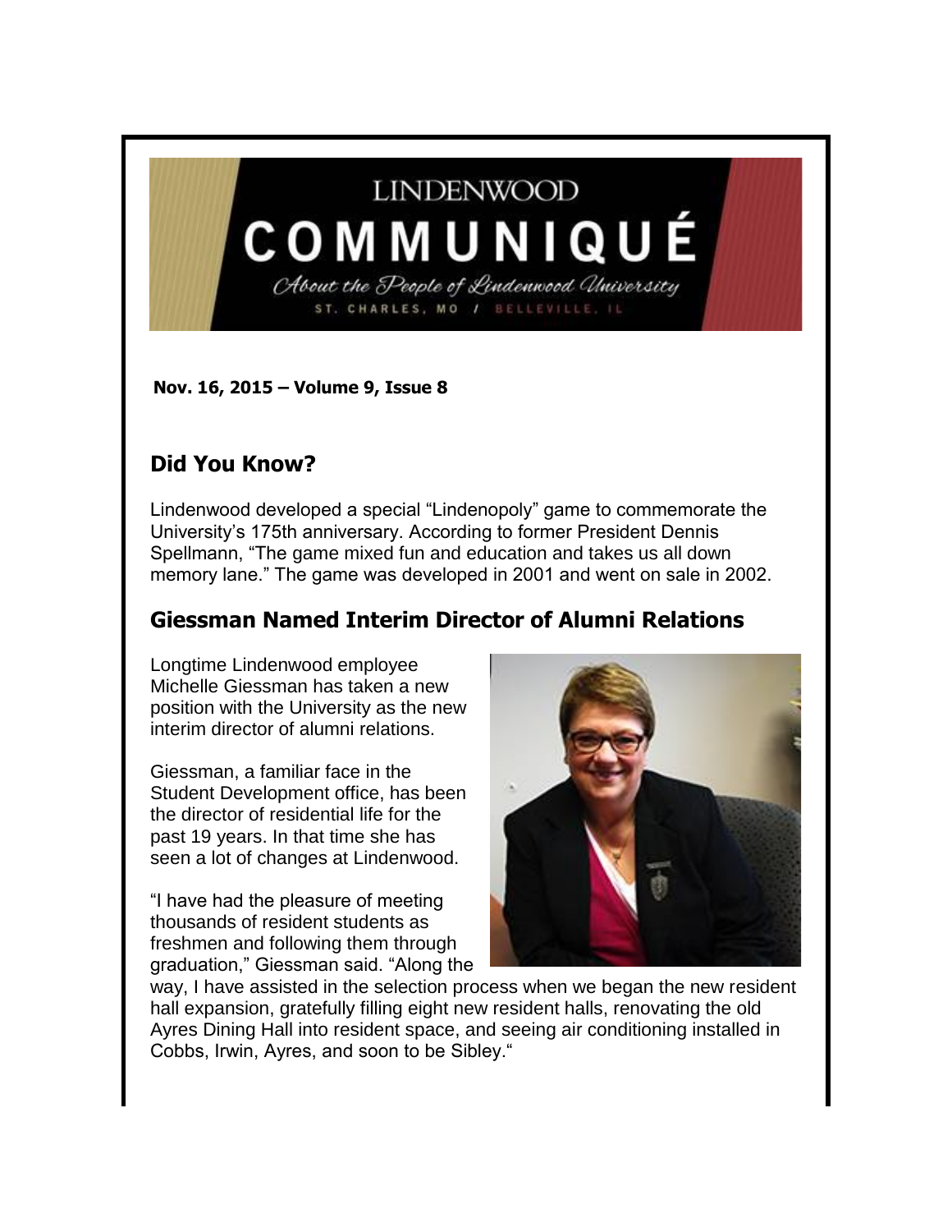# LINDENWOOD COMMUNIQUÉ

*About the People of Lindenwood University*

ST. CHARLES, MO / BELLEVILLE, IL

**Nov. 16, 2015 – Volume 9, Issue 8**

## Did You Know?

Lindenwood developed a special "Lindenopoly" game to commemorate the University's 175th anniversary. According to former President Dennis Spellmann, "The game mixed fun and education and takes us all down memory lane." The game was developed in 2001 and went on sale in 2002.

## Giessman Named Interim Director of Alumni Relations

Longtime Lindenwood employee Michelle Giessman has taken a new position with the University as the new interim director of alumni relations.

Giessman, a familiar face in the Student Development office, has been the director of residential life for the past 19 years. In that time she has seen a lot of changes at Lindenwood.

"I have had the pleasure of meeting thousands of resident students as freshmen and following them through graduation," Giessman said. "Along the way, I have assisted in the selection process when we began the new resident hall expansion, gratefully filling eight new resident halls, renovating the old Ayres Dining Hall into resident space, and seeing air conditioning installed in Cobbs, Irwin, Ayres, and soon to be Sibley."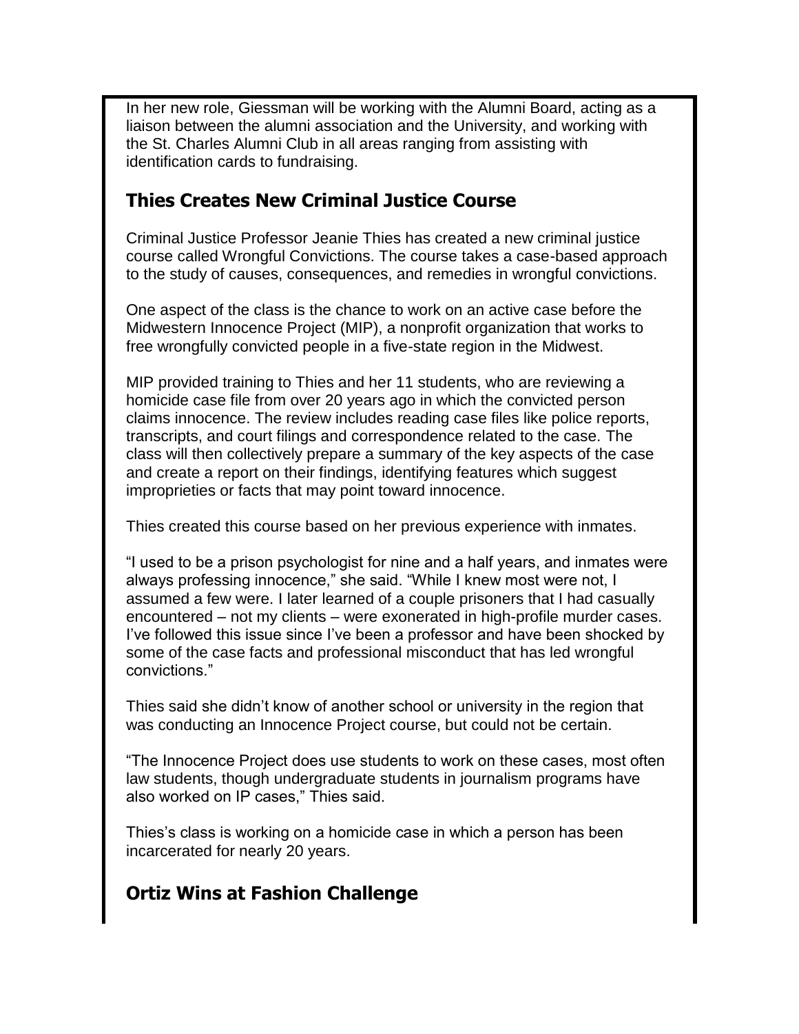In her new role, Giessman will be working with the Alumni Board, acting as a liaison between the alumni association and the University, and working with the St. Charles Alumni Club in all areas ranging from assisting with identification cards to fundraising.

## Thies Creates New Criminal Justice Course

Criminal Justice Professor Jeanie Thies has created a new criminal justice course called Wrongful Convictions. The course takes a case-based approach to the study of causes, consequences, and remedies in wrongful convictions.

One aspect of the class is the chance to work on an active case before the Midwestern Innocence Project (MIP), a nonprofit organization that works to free wrongfully convicted people in a five-state region in the Midwest.

MIP provided training to Thies and her 11 students, who are reviewing a homicide case file from over 20 years ago in which the convicted person claims innocence. The review includes reading case files like police reports, transcripts, and court filings and correspondence related to the case. The class will then collectively prepare a summary of the key aspects of the case and create a report on their findings, identifying features which suggest improprieties or facts that may point toward innocence.

Thies created this course based on her previous experience with inmates.

"I used to be a prison psychologist for nine and a half years, and inmates were always professing innocence," she said. "While I knew most were not, I assumed a few were. I later learned of a couple prisoners that I had casually encountered – not my clients – were exonerated in high-profile murder cases. I've followed this issue since I've been a professor and have been shocked by some of the case facts and professional misconduct that has led wrongful convictions."

Thies said she didn't know of another school or university in the region that was conducting an Innocence Project course, but could not be certain.

"The Innocence Project does use students to work on these cases, most often law students, though undergraduate students in journalism programs have also worked on IP cases," Thies said.

Thies's class is working on a homicide case in which a person has been incarcerated for nearly 20 years.

## Ortiz Wins at Fashion Challenge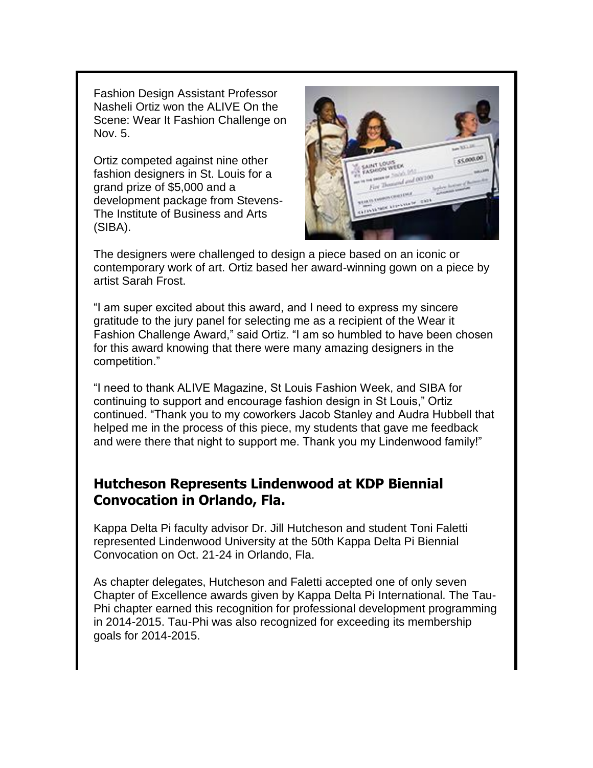Fashion Design Assistant Professor Nasheli Ortiz won the ALIVE On the Scene: Wear It Fashion Challenge on Nov. 5.

Ortiz competed against nine other fashion designers in St. Louis for a grand prize of $5,000 and a development package from Stevens-The Institute of Business and Arts (SIBA).

The designers were challenged to design a piece based on an iconic or contemporary work of art. Ortiz based her award-winning gown on a piece by artist Sarah Frost.

"I am super excited about this award, and I need to express my sincere gratitude to the jury panel for selecting me as a recipient of the Wear it Fashion Challenge Award," said Ortiz. "I am so humbled to have been chosen for this award knowing that there were many amazing designers in the competition."

"I need to thank ALIVE Magazine, St Louis Fashion Week, and SIBA for continuing to support and encourage fashion design in St Louis," Ortiz continued. "Thank you to my coworkers Jacob Stanley and Audra Hubbell that helped me in the process of this piece, my students that gave me feedback and were there that night to support me. Thank you my Lindenwood family!"

## Hutcheson Represents Lindenwood at KDP Biennial Convocation in Orlando, Fla.

Kappa Delta Pi faculty advisor Dr. Jill Hutcheson and student Toni Faletti represented Lindenwood University at the 50th Kappa Delta Pi Biennial Convocation on Oct. 21-24 in Orlando, Fla.

As chapter delegates, Hutcheson and Faletti accepted one of only seven Chapter of Excellence awards given by Kappa Delta Pi International. The Tau-Phi chapter earned this recognition for professional development programming in 2014-2015. Tau-Phi was also recognized for exceeding its membership goals for 2014-2015.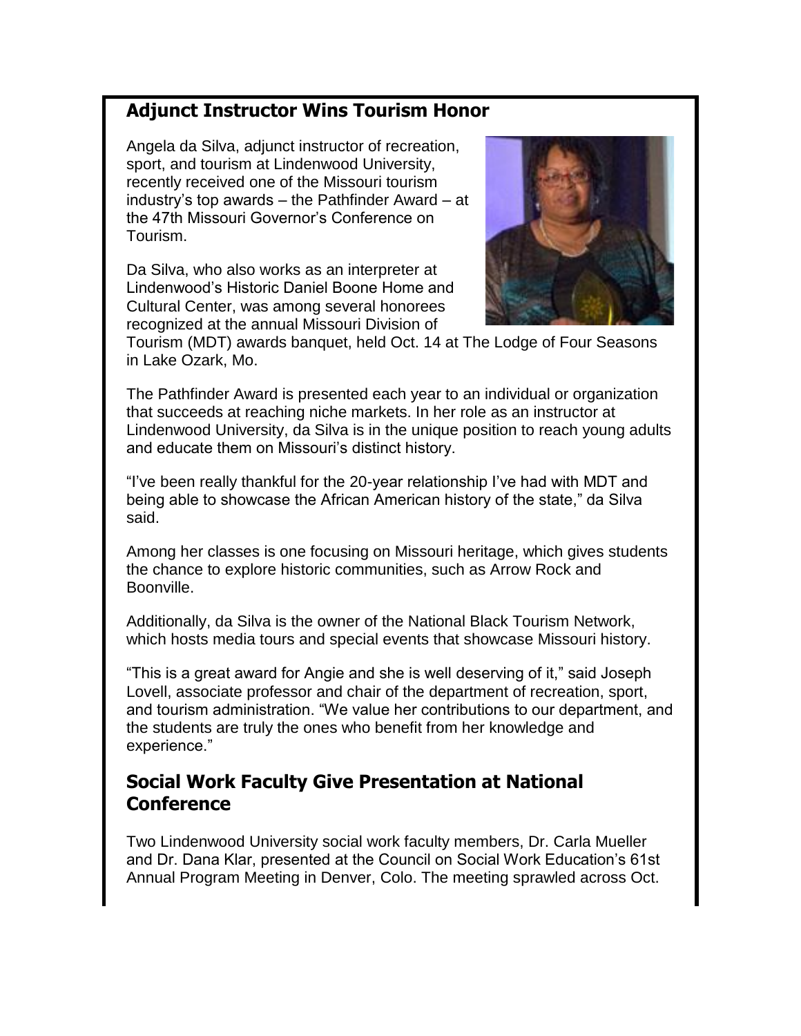## Adjunct Instructor Wins Tourism Honor

Angela da Silva, adjunct instructor of recreation, sport, and tourism at Lindenwood University, recently received one of the Missouri tourism industry's top awards – the Pathfinder Award – at the 47th Missouri Governor's Conference on Tourism.

Da Silva, who also works as an interpreter at Lindenwood's Historic Daniel Boone Home and Cultural Center, was among several honorees recognized at the annual Missouri Division of Tourism (MDT) awards banquet, held Oct. 14 at The Lodge of Four Seasons in Lake Ozark, Mo.

The Pathfinder Award is presented each year to an individual or organization that succeeds at reaching niche markets. In her role as an instructor at Lindenwood University, da Silva is in the unique position to reach young adults and educate them on Missouri's distinct history.

"I've been really thankful for the 20-year relationship I've had with MDT and being able to showcase the African American history of the state," da Silva said.

Among her classes is one focusing on Missouri heritage, which gives students the chance to explore historic communities, such as Arrow Rock and Boonville.

Additionally, da Silva is the owner of the National Black Tourism Network, which hosts media tours and special events that showcase Missouri history.

"This is a great award for Angie and she is well deserving of it," said Joseph Lovell, associate professor and chair of the department of recreation, sport, and tourism administration. "We value her contributions to our department, and the students are truly the ones who benefit from her knowledge and experience."

## Social Work Faculty Give Presentation at National Conference

Two Lindenwood University social work faculty members, Dr. Carla Mueller and Dr. Dana Klar, presented at the Council on Social Work Education's 61st Annual Program Meeting in Denver, Colo. The meeting sprawled across Oct.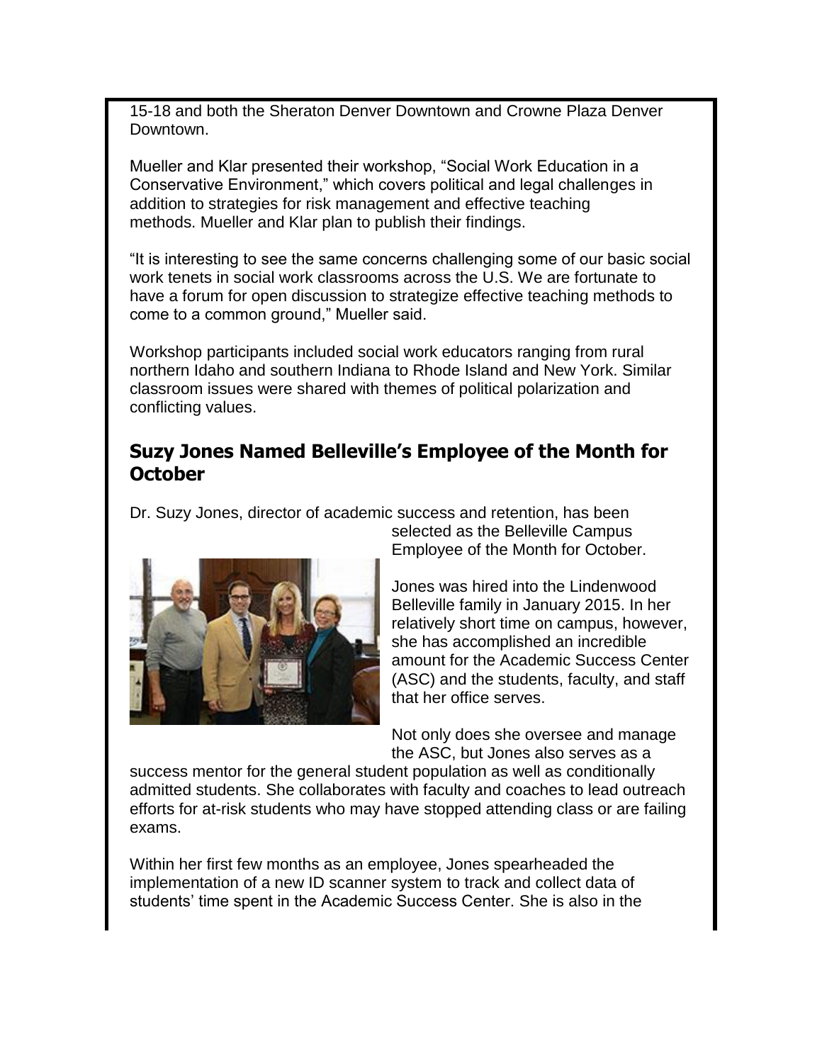15-18 and both the Sheraton Denver Downtown and Crowne Plaza Denver Downtown.

Mueller and Klar presented their workshop, “Social Work Education in a Conservative Environment,” which covers political and legal challenges in addition to strategies for risk management and effective teaching methods. Mueller and Klar plan to publish their findings.

“It is interesting to see the same concerns challenging some of our basic social work tenets in social work classrooms across the U.S. We are fortunate to have a forum for open discussion to strategize effective teaching methods to come to a common ground,” Mueller said.

Workshop participants included social work educators ranging from rural northern Idaho and southern Indiana to Rhode Island and New York. Similar classroom issues were shared with themes of political polarization and conflicting values.

## Suzy Jones Named Belleville’s Employee of the Month for October

Dr. Suzy Jones, director of academic success and retention, has been selected as the Belleville Campus Employee of the Month for October.

Jones was hired into the Lindenwood Belleville family in January 2015. In her relatively short time on campus, however, she has accomplished an incredible amount for the Academic Success Center (ASC) and the students, faculty, and staff that her office serves.

Not only does she oversee and manage the ASC, but Jones also serves as a success mentor for the general student population as well as conditionally admitted students. She collaborates with faculty and coaches to lead outreach efforts for at-risk students who may have stopped attending class or are failing exams.

Within her first few months as an employee, Jones spearheaded the implementation of a new ID scanner system to track and collect data of students’ time spent in the Academic Success Center. She is also in the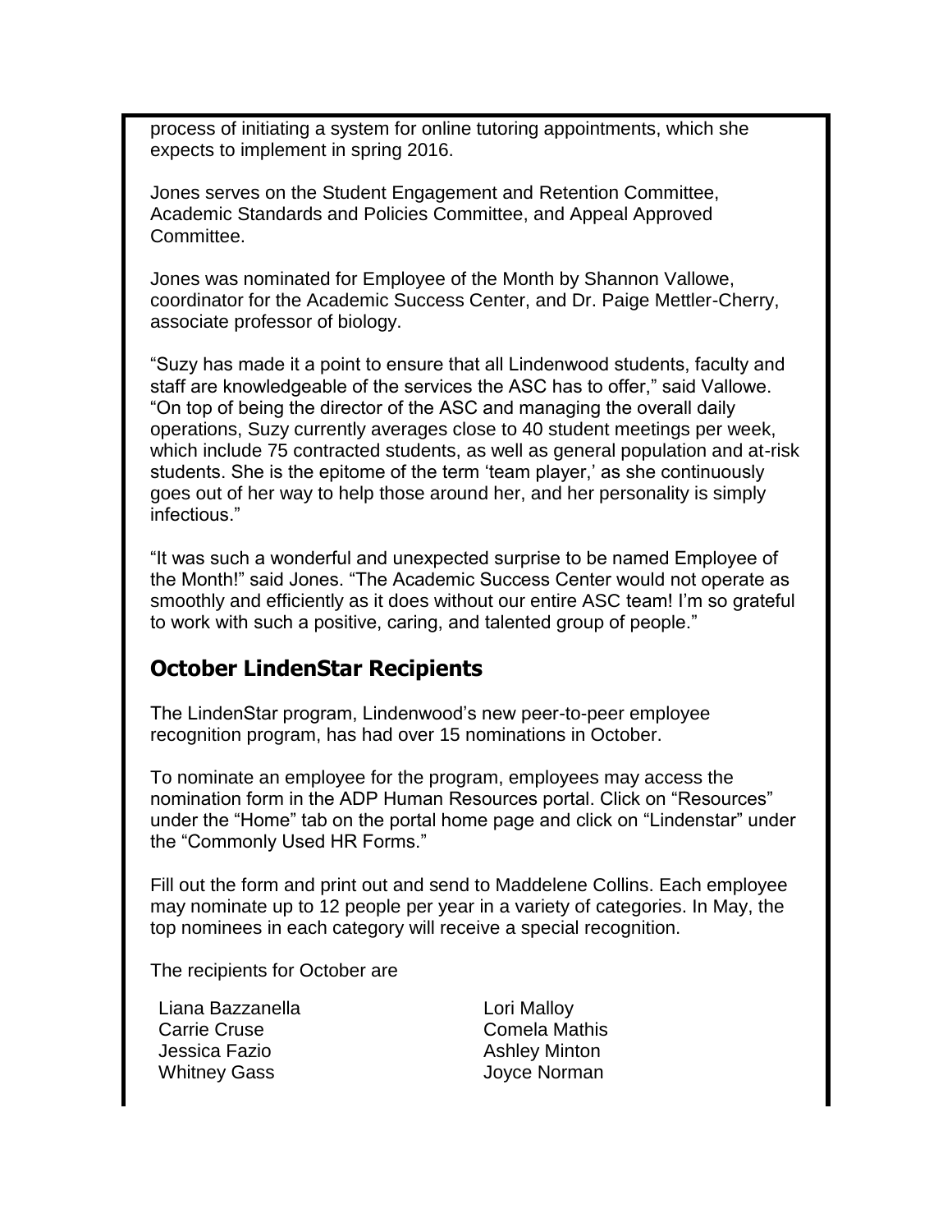process of initiating a system for online tutoring appointments, which she expects to implement in spring 2016.

Jones serves on the Student Engagement and Retention Committee, Academic Standards and Policies Committee, and Appeal Approved Committee.

Jones was nominated for Employee of the Month by Shannon Vallowe, coordinator for the Academic Success Center, and Dr. Paige Mettler-Cherry, associate professor of biology.

"Suzy has made it a point to ensure that all Lindenwood students, faculty and staff are knowledgeable of the services the ASC has to offer," said Vallowe. "On top of being the director of the ASC and managing the overall daily operations, Suzy currently averages close to 40 student meetings per week, which include 75 contracted students, as well as general population and at-risk students. She is the epitome of the term 'team player,' as she continuously goes out of her way to help those around her, and her personality is simply infectious."

"It was such a wonderful and unexpected surprise to be named Employee of the Month!" said Jones. "The Academic Success Center would not operate as smoothly and efficiently as it does without our entire ASC team! I'm so grateful to work with such a positive, caring, and talented group of people."

## October LindenStar Recipients

The LindenStar program, Lindenwood's new peer-to-peer employee recognition program, has had over 15 nominations in October.

To nominate an employee for the program, employees may access the nomination form in the ADP Human Resources portal. Click on "Resources" under the "Home" tab on the portal home page and click on "Lindenstar" under the "Commonly Used HR Forms."

Fill out the form and print out and send to Maddelene Collins. Each employee may nominate up to 12 people per year in a variety of categories. In May, the top nominees in each category will receive a special recognition.

The recipients for October are

- Liana Bazzanella
- Carrie Cruse
- Jessica Fazio
- Whitney Gass
- Lori Malloy
- Comela Mathis
- Ashley Minton
- Joyce Norman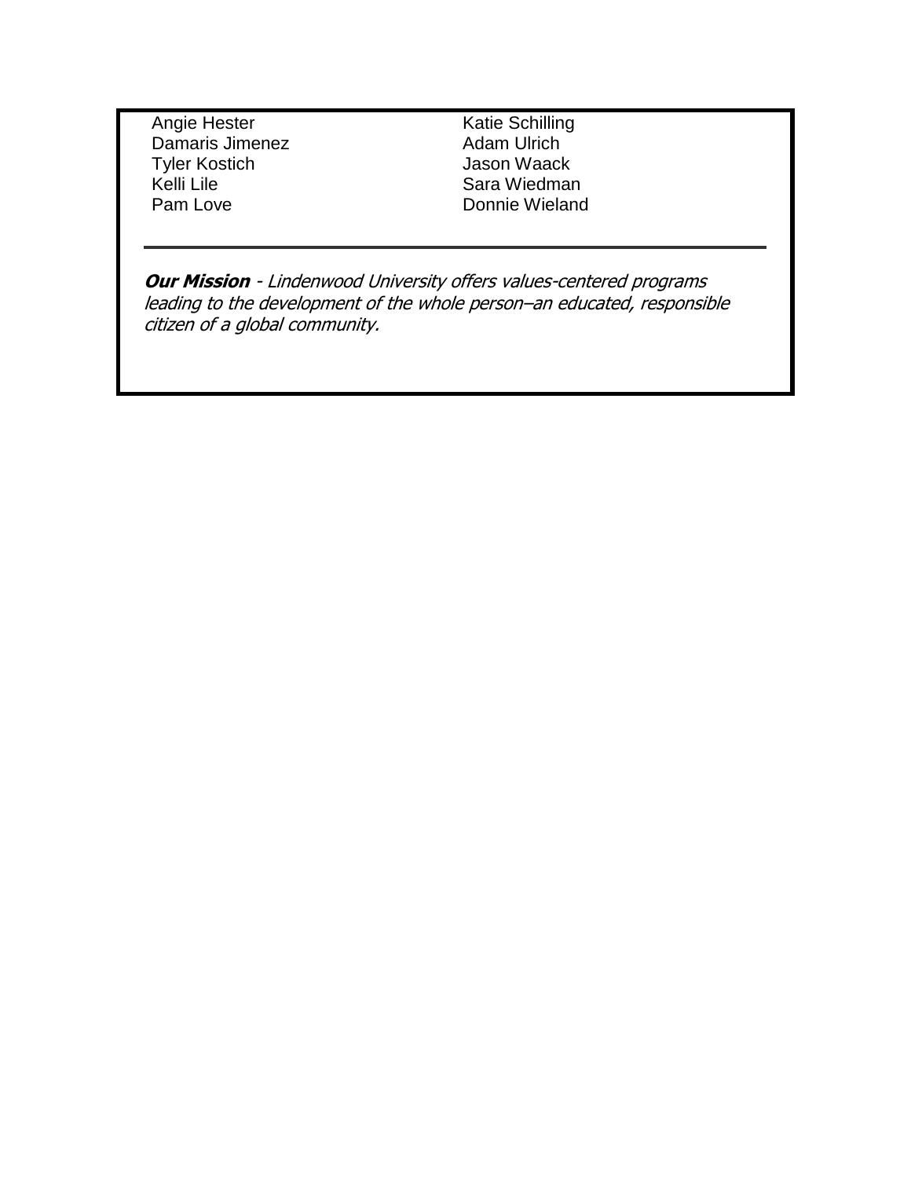Angie Hester
Damaris Jimenez
Tyler Kostich
Kelli Lile
Pam Love
Katie Schilling
Adam Ulrich
Jason Waack
Sara Wiedman
Donnie Wieland

---

***Our Mission*** *- Lindenwood University offers values-centered programs leading to the development of the whole person–an educated, responsible citizen of a global community.*